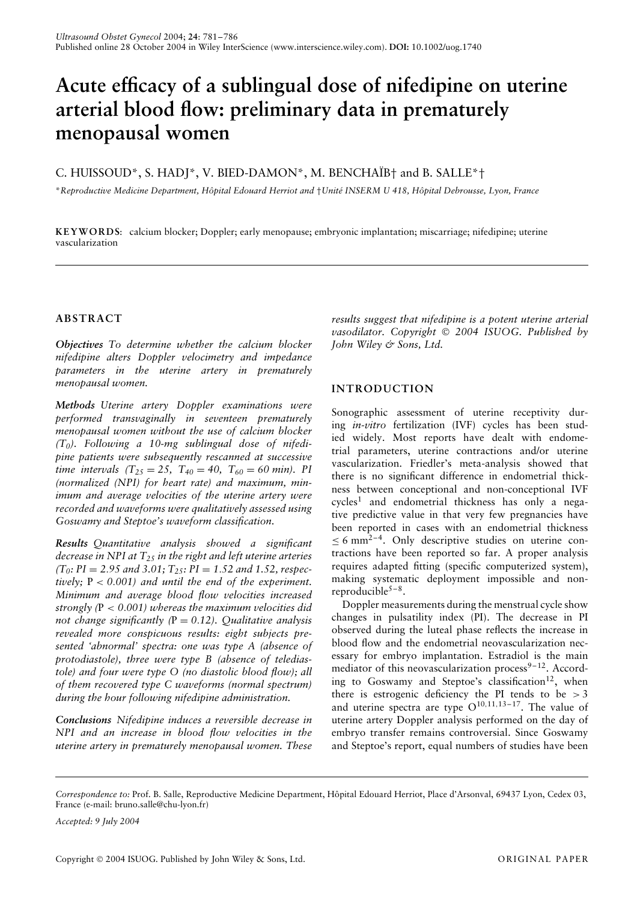# Acute efficacy of a sublingual dose of nifedipine on uterine arterial blood flow: preliminary data in prematurely menopausal women

C. HUISSOUD*, S. HADJ*, V. BIED-DAMON*, M. BENCHAÏB† and B. SALLE*†

*Reproductive Medicine Department, Hôpital Edouard Herriot and †Unité INSERM U 418, Hôpital Debrousse, Lyon, France

**KEYWORDS**: calcium blocker; Doppler; early menopause; embryonic implantation; miscarriage; nifedipine; uterine vascularization

## ABSTRACT

***Objectives*** *To determine whether the calcium blocker nifedipine alters Doppler velocimetry and impedance parameters in the uterine artery in prematurely menopausal women.*

***Methods*** *Uterine artery Doppler examinations were performed transvaginally in seventeen prematurely menopausal women without the use of calcium blocker ($T_0$). Following a 10-mg sublingual dose of nifedipine patients were subsequently rescanned at successive time intervals ($T_{25} = 25$, $T_{40} = 40$, $T_{60} = 60$ min). PI (normalized (NPI) for heart rate) and maximum, minimum and average velocities of the uterine artery were recorded and waveforms were qualitatively assessed using Goswamy and Steptoe's waveform classification.*

***Results*** *Quantitative analysis showed a significant decrease in NPI at $T_{25}$ in the right and left uterine arteries ($T_0$: PI = 2.95 and 3.01; $T_{25}$: PI = 1.52 and 1.52, respectively; $P < 0.001$) and until the end of the experiment. Minimum and average blood flow velocities increased strongly ($P < 0.001$) whereas the maximum velocities did not change significantly ($P = 0.12$). Qualitative analysis revealed more conspicuous results: eight subjects presented 'abnormal' spectra: one was type A (absence of protodiastole), three were type B (absence of telediastole) and four were type O (no diastolic blood flow); all of them recovered type C waveforms (normal spectrum) during the hour following nifedipine administration.*

***Conclusions*** *Nifedipine induces a reversible decrease in NPI and an increase in blood flow velocities in the uterine artery in prematurely menopausal women. These results suggest that nifedipine is a potent uterine arterial vasodilator. Copyright © 2004 ISUOG. Published by John Wiley & Sons, Ltd.*

## INTRODUCTION

Sonographic assessment of uterine receptivity during *in-vitro* fertilization (IVF) cycles has been studied widely. Most reports have dealt with endometrial parameters, uterine contractions and/or uterine vascularization. Friedler's meta-analysis showed that there is no significant difference in endometrial thickness between conceptional and non-conceptional IVF cycles[1] and endometrial thickness has only a negative predictive value in that very few pregnancies have been reported in cases with an endometrial thickness $\leq 6$ mm[2–4]. Only descriptive studies on uterine contractions have been reported so far. A proper analysis requires adapted fitting (specific computerized system), making systematic deployment impossible and non-reproducible[5–8].

Doppler measurements during the menstrual cycle show changes in pulsatility index (PI). The decrease in PI observed during the luteal phase reflects the increase in blood flow and the endometrial neovascularization necessary for embryo implantation. Estradiol is the main mediator of this neovascularization process[9–12]. According to Goswamy and Steptoe's classification[12], when there is estrogenic deficiency the PI tends to be $> 3$ and uterine spectra are type O[10,11,13–17]. The value of uterine artery Doppler analysis performed on the day of embryo transfer remains controversial. Since Goswamy and Steptoe's report, equal numbers of studies have been

Correspondence to: Prof. B. Salle, Reproductive Medicine Department, Hôpital Edouard Herriot, Place d'Arsonval, 69437 Lyon, Cedex 03, France (e-mail: bruno.salle@chu-lyon.fr)

Accepted: 9 July 2004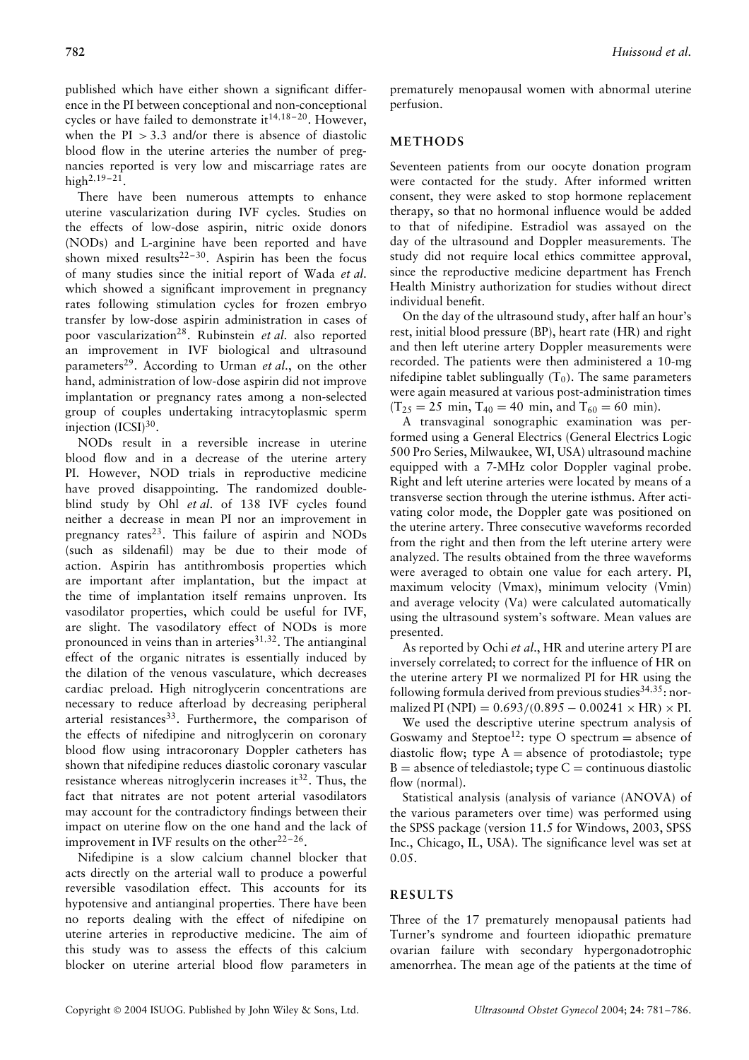published which have either shown a significant difference in the PI between conceptional and non-conceptional cycles or have failed to demonstrate it[14,18–20]. However, when the PI $> 3.3$ and/or there is absence of diastolic blood flow in the uterine arteries the number of pregnancies reported is very low and miscarriage rates are high[2,19–21].

There have been numerous attempts to enhance uterine vascularization during IVF cycles. Studies on the effects of low-dose aspirin, nitric oxide donors (NODs) and L-arginine have been reported and have shown mixed results[22–30]. Aspirin has been the focus of many studies since the initial report of Wada *et al.* which showed a significant improvement in pregnancy rates following stimulation cycles for frozen embryo transfer by low-dose aspirin administration in cases of poor vascularization[28]. Rubinstein *et al.* also reported an improvement in IVF biological and ultrasound parameters[29]. According to Urman *et al.*, on the other hand, administration of low-dose aspirin did not improve implantation or pregnancy rates among a non-selected group of couples undertaking intracytoplasmic sperm injection (ICSI)[30].

NODs result in a reversible increase in uterine blood flow and in a decrease of the uterine artery PI. However, NOD trials in reproductive medicine have proved disappointing. The randomized double-blind study by Ohl *et al.* of 138 IVF cycles found neither a decrease in mean PI nor an improvement in pregnancy rates[23]. This failure of aspirin and NODs (such as sildenafil) may be due to their mode of action. Aspirin has antithrombosis properties which are important after implantation, but the impact at the time of implantation itself remains unproven. Its vasodilator properties, which could be useful for IVF, are slight. The vasodilatory effect of NODs is more pronounced in veins than in arteries[31,32]. The antianginal effect of the organic nitrates is essentially induced by the dilation of the venous vasculature, which decreases cardiac preload. High nitroglycerin concentrations are necessary to reduce afterload by decreasing peripheral arterial resistances[33]. Furthermore, the comparison of the effects of nifedipine and nitroglycerin on coronary blood flow using intracoronary Doppler catheters has shown that nifedipine reduces diastolic coronary vascular resistance whereas nitroglycerin increases it[32]. Thus, the fact that nitrates are not potent arterial vasodilators may account for the contradictory findings between their impact on uterine flow on the one hand and the lack of improvement in IVF results on the other[22–26].

Nifedipine is a slow calcium channel blocker that acts directly on the arterial wall to produce a powerful reversible vasodilation effect. This accounts for its hypotensive and antianginal properties. There have been no reports dealing with the effect of nifedipine on uterine arteries in reproductive medicine. The aim of this study was to assess the effects of this calcium blocker on uterine arterial blood flow parameters in prematurely menopausal women with abnormal uterine perfusion.

## METHODS

Seventeen patients from our oocyte donation program were contacted for the study. After informed written consent, they were asked to stop hormone replacement therapy, so that no hormonal influence would be added to that of nifedipine. Estradiol was assayed on the day of the ultrasound and Doppler measurements. The study did not require local ethics committee approval, since the reproductive medicine department has French Health Ministry authorization for studies without direct individual benefit.

On the day of the ultrasound study, after half an hour's rest, initial blood pressure (BP), heart rate (HR) and right and then left uterine artery Doppler measurements were recorded. The patients were then administered a 10-mg nifedipine tablet sublingually ($T_0$). The same parameters were again measured at various post-administration times ($T_{25} = 25$ min, $T_{40} = 40$ min, and $T_{60} = 60$ min).

A transvaginal sonographic examination was performed using a General Electrics (General Electrics Logic 500 Pro Series, Milwaukee, WI, USA) ultrasound machine equipped with a 7-MHz color Doppler vaginal probe. Right and left uterine arteries were located by means of a transverse section through the uterine isthmus. After activating color mode, the Doppler gate was positioned on the uterine artery. Three consecutive waveforms recorded from the right and then from the left uterine artery were analyzed. The results obtained from the three waveforms were averaged to obtain one value for each artery. PI, maximum velocity (Vmax), minimum velocity (Vmin) and average velocity (Va) were calculated automatically using the ultrasound system's software. Mean values are presented.

As reported by Ochi *et al.*, HR and uterine artery PI are inversely correlated; to correct for the influence of HR on the uterine artery PI we normalized PI for HR using the following formula derived from previous studies[34,35]: normalized PI (NPI) $= 0.693/(0.895 - 0.00241 \times \text{HR}) \times \text{PI}$.

We used the descriptive uterine spectrum analysis of Goswamy and Steptoe[12]: type O spectrum = absence of diastolic flow; type A = absence of protodiastole; type B = absence of telediastole; type C = continuous diastolic flow (normal).

Statistical analysis (analysis of variance (ANOVA) of the various parameters over time) was performed using the SPSS package (version 11.5 for Windows, 2003, SPSS Inc., Chicago, IL, USA). The significance level was set at 0.05.

## RESULTS

Three of the 17 prematurely menopausal patients had Turner's syndrome and fourteen idiopathic premature ovarian failure with secondary hypergonadotrophic amenorrhea. The mean age of the patients at the time of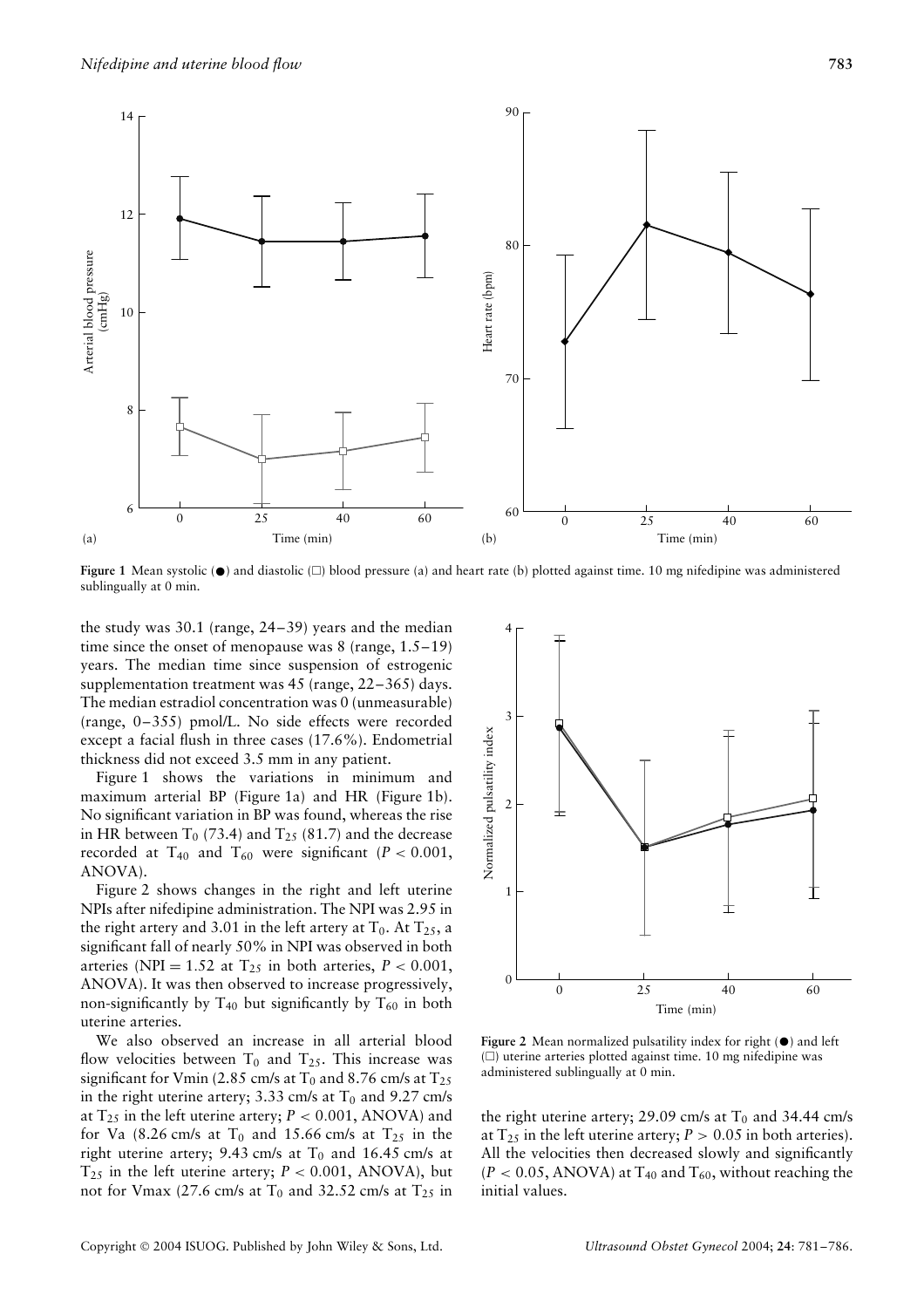Figure 1 Mean systolic (●) and diastolic (□) blood pressure (a) and heart rate (b) plotted against time. 10 mg nifedipine was administered sublingually at 0 min.

the study was 30.1 (range, 24–39) years and the median time since the onset of menopause was 8 (range, 1.5–19) years. The median time since suspension of estrogenic supplementation treatment was 45 (range, 22–365) days. The median estradiol concentration was 0 (unmeasurable) (range, 0–355) pmol/L. No side effects were recorded except a facial flush in three cases (17.6%). Endometrial thickness did not exceed 3.5 mm in any patient.

Figure 1 shows the variations in minimum and maximum arterial BP (Figure 1a) and HR (Figure 1b). No significant variation in BP was found, whereas the rise in HR between $T_0$ (73.4) and $T_{25}$ (81.7) and the decrease recorded at $T_{40}$ and $T_{60}$ were significant ($P < 0.001$, ANOVA).

Figure 2 shows changes in the right and left uterine NPIs after nifedipine administration. The NPI was 2.95 in the right artery and 3.01 in the left artery at $T_0$. At $T_{25}$, a significant fall of nearly 50% in NPI was observed in both arteries (NPI = 1.52 at $T_{25}$ in both arteries, $P < 0.001$, ANOVA). It was then observed to increase progressively, non-significantly by $T_{40}$ but significantly by $T_{60}$ in both uterine arteries.

We also observed an increase in all arterial blood flow velocities between $T_0$ and $T_{25}$. This increase was significant for Vmin (2.85 cm/s at $T_0$ and 8.76 cm/s at $T_{25}$ in the right uterine artery; 3.33 cm/s at $T_0$ and 9.27 cm/s at $T_{25}$ in the left uterine artery; $P < 0.001$, ANOVA) and for Va (8.26 cm/s at $T_0$ and 15.66 cm/s at $T_{25}$ in the right uterine artery; 9.43 cm/s at $T_0$ and 16.45 cm/s at $T_{25}$ in the left uterine artery; $P < 0.001$, ANOVA), but not for Vmax (27.6 cm/s at $T_0$ and 32.52 cm/s at $T_{25}$ in the right uterine artery; 29.09 cm/s at $T_0$ and 34.44 cm/s at $T_{25}$ in the left uterine artery; $P > 0.05$ in both arteries). All the velocities then decreased slowly and significantly ($P < 0.05$, ANOVA) at $T_{40}$ and $T_{60}$, without reaching the initial values.

Figure 2 Mean normalized pulsatility index for right (●) and left (□) uterine arteries plotted against time. 10 mg nifedipine was administered sublingually at 0 min.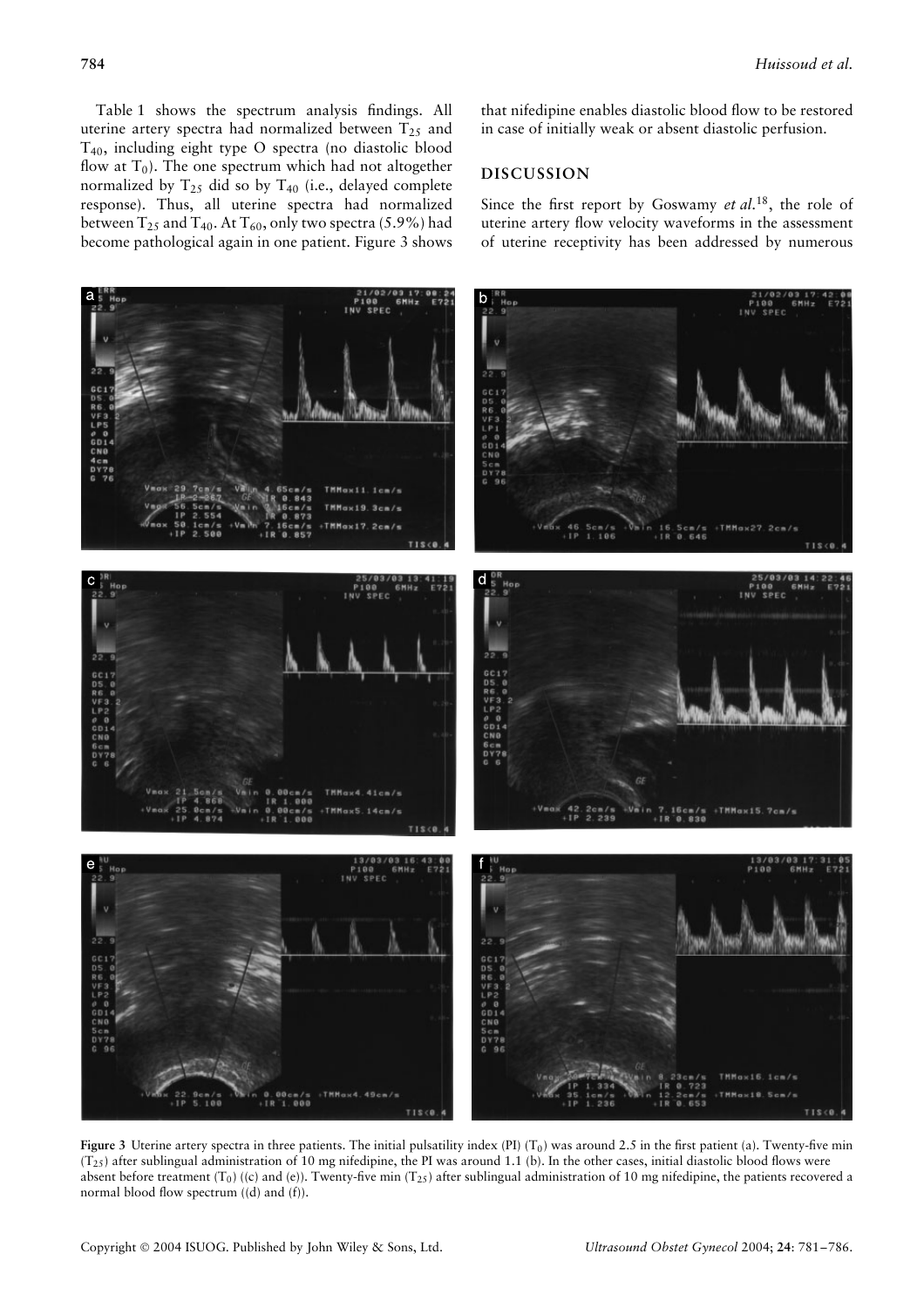Table 1 shows the spectrum analysis findings. All uterine artery spectra had normalized between $T_{25}$ and $T_{40}$, including eight type O spectra (no diastolic blood flow at $T_0$). The one spectrum which had not altogether normalized by $T_{25}$ did so by $T_{40}$ (i.e., delayed complete response). Thus, all uterine spectra had normalized between $T_{25}$ and $T_{40}$. At $T_{60}$, only two spectra (5.9%) had become pathological again in one patient. Figure 3 shows that nifedipine enables diastolic blood flow to be restored in case of initially weak or absent diastolic perfusion.

## DISCUSSION

Since the first report by Goswamy *et al.*[18], the role of uterine artery flow velocity waveforms in the assessment of uterine receptivity has been addressed by numerous

**Figure 3** Uterine artery spectra in three patients. The initial pulsatility index (PI) ($T_0$) was around 2.5 in the first patient (a). Twenty-five min ($T_{25}$) after sublingual administration of 10 mg nifedipine, the PI was around 1.1 (b). In the other cases, initial diastolic blood flows were absent before treatment ($T_0$) ((c) and (e)). Twenty-five min ($T_{25}$) after sublingual administration of 10 mg nifedipine, the patients recovered a normal blood flow spectrum ((d) and (f)).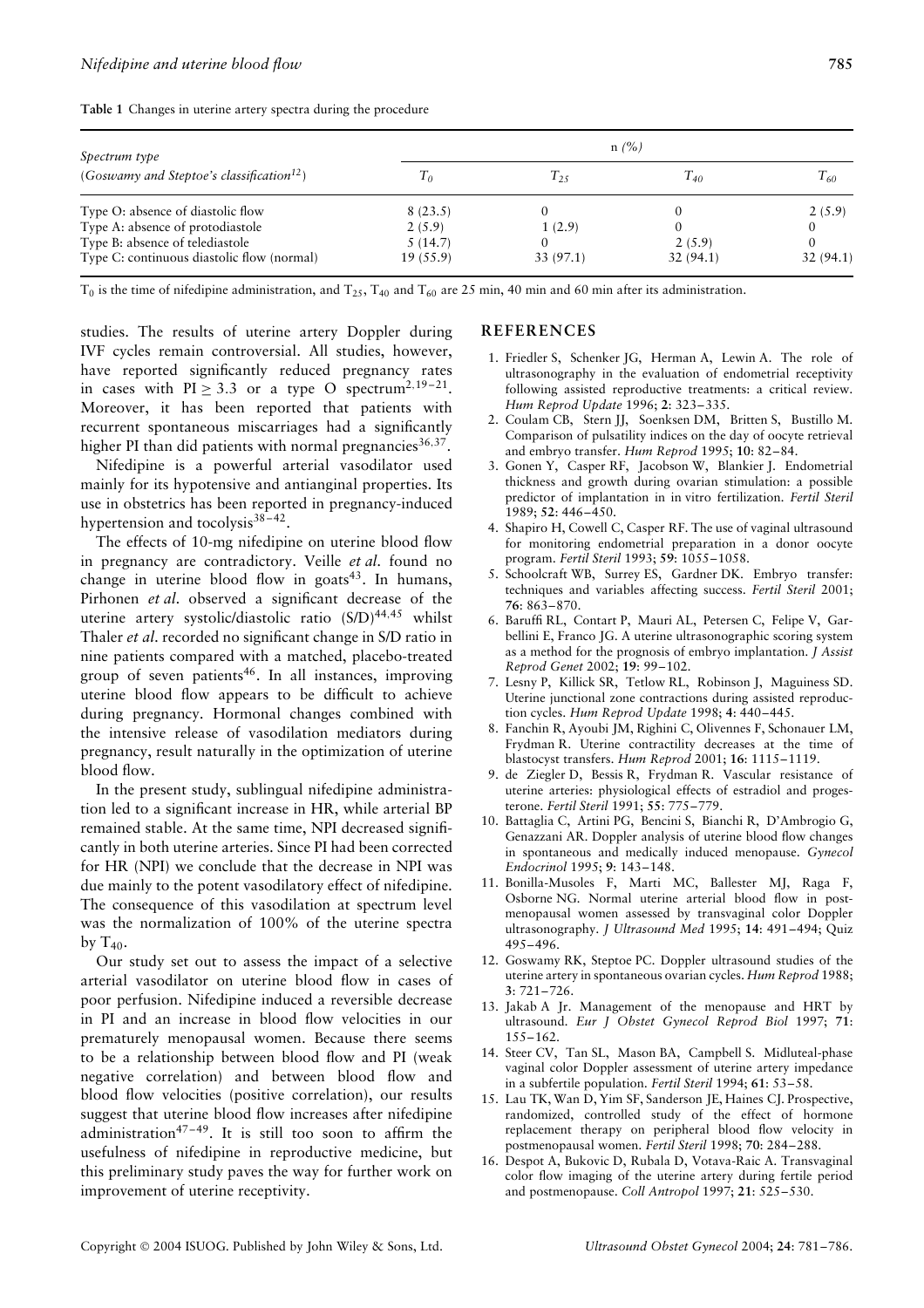**Table 1** Changes in uterine artery spectra during the procedure

| Spectrum type (Goswamy and Steptoe's classification[12]) | n (%) | | | |
|---|---|---|---|---|
| | $T_0$ | $T_{25}$ | $T_{40}$ | $T_{60}$ |
| Type O: absence of diastolic flow | 8 (23.5) | 0 | 0 | 2 (5.9) |
| Type A: absence of protodiastole | 2 (5.9) | 1 (2.9) | 0 | 0 |
| Type B: absence of telediastole | 5 (14.7) | 0 | 2 (5.9) | 0 |
| Type C: continuous diastolic flow (normal) | 19 (55.9) | 33 (97.1) | 32 (94.1) | 32 (94.1) |

$T_0$ is the time of nifedipine administration, and $T_{25}$, $T_{40}$ and $T_{60}$ are 25 min, 40 min and 60 min after its administration.

studies. The results of uterine artery Doppler during IVF cycles remain controversial. All studies, however, have reported significantly reduced pregnancy rates in cases with $PI \geq 3.3$ or a type O spectrum[2,19–21]. Moreover, it has been reported that patients with recurrent spontaneous miscarriages had a significantly higher PI than did patients with normal pregnancies[36,37].

Nifedipine is a powerful arterial vasodilator used mainly for its hypotensive and antianginal properties. Its use in obstetrics has been reported in pregnancy-induced hypertension and tocolysis[38–42].

The effects of 10-mg nifedipine on uterine blood flow in pregnancy are contradictory. Veille *et al.* found no change in uterine blood flow in goats[43]. In humans, Pirhonen *et al.* observed a significant decrease of the uterine artery systolic/diastolic ratio (S/D)[44,45] whilst Thaler *et al.* recorded no significant change in S/D ratio in nine patients compared with a matched, placebo-treated group of seven patients[46]. In all instances, improving uterine blood flow appears to be difficult to achieve during pregnancy. Hormonal changes combined with the intensive release of vasodilation mediators during pregnancy, result naturally in the optimization of uterine blood flow.

In the present study, sublingual nifedipine administration led to a significant increase in HR, while arterial BP remained stable. At the same time, NPI decreased significantly in both uterine arteries. Since PI had been corrected for HR (NPI) we conclude that the decrease in NPI was due mainly to the potent vasodilatory effect of nifedipine. The consequence of this vasodilation at spectrum level was the normalization of 100% of the uterine spectra by $T_{40}$.

Our study set out to assess the impact of a selective arterial vasodilator on uterine blood flow in cases of poor perfusion. Nifedipine induced a reversible decrease in PI and an increase in blood flow velocities in our prematurely menopausal women. Because there seems to be a relationship between blood flow and PI (weak negative correlation) and between blood flow and blood flow velocities (positive correlation), our results suggest that uterine blood flow increases after nifedipine administration[47–49]. It is still too soon to affirm the usefulness of nifedipine in reproductive medicine, but this preliminary study paves the way for further work on improvement of uterine receptivity.

## REFERENCES

1. Friedler S, Schenker JG, Herman A, Lewin A. The role of ultrasonography in the evaluation of endometrial receptivity following assisted reproductive treatments: a critical review. *Hum Reprod Update* 1996; **2**: 323–335.
2. Coulam CB, Stern JJ, Soenksen DM, Britten S, Bustillo M. Comparison of pulsatility indices on the day of oocyte retrieval and embryo transfer. *Hum Reprod* 1995; **10**: 82–84.
3. Gonen Y, Casper RF, Jacobson W, Blankier J. Endometrial thickness and growth during ovarian stimulation: a possible predictor of implantation in in vitro fertilization. *Fertil Steril* 1989; **52**: 446–450.
4. Shapiro H, Cowell C, Casper RF. The use of vaginal ultrasound for monitoring endometrial preparation in a donor oocyte program. *Fertil Steril* 1993; **59**: 1055–1058.
5. Schoolcraft WB, Surrey ES, Gardner DK. Embryo transfer: techniques and variables affecting success. *Fertil Steril* 2001; **76**: 863–870.
6. Baruffi RL, Contart P, Mauri AL, Petersen C, Felipe V, Garbellini E, Franco JG. A uterine ultrasonographic scoring system as a method for the prognosis of embryo implantation. *J Assist Reprod Genet* 2002; **19**: 99–102.
7. Lesny P, Killick SR, Tetlow RL, Robinson J, Maguiness SD. Uterine junctional zone contractions during assisted reproduction cycles. *Hum Reprod Update* 1998; **4**: 440–445.
8. Fanchin R, Ayoubi JM, Righini C, Olivennes F, Schonauer LM, Frydman R. Uterine contractility decreases at the time of blastocyst transfers. *Hum Reprod* 2001; **16**: 1115–1119.
9. de Ziegler D, Bessis R, Frydman R. Vascular resistance of uterine arteries: physiological effects of estradiol and progesterone. *Fertil Steril* 1991; **55**: 775–779.
10. Battaglia C, Artini PG, Bencini S, Bianchi R, D'Ambrogio G, Genazzani AR. Doppler analysis of uterine blood flow changes in spontaneous and medically induced menopause. *Gynecol Endocrinol* 1995; **9**: 143–148.
11. Bonilla-Musoles F, Marti MC, Ballester MJ, Raga F, Osborne NG. Normal uterine arterial blood flow in postmenopausal women assessed by transvaginal color Doppler ultrasonography. *J Ultrasound Med* 1995; **14**: 491–494; Quiz 495–496.
12. Goswamy RK, Steptoe PC. Doppler ultrasound studies of the uterine artery in spontaneous ovarian cycles. *Hum Reprod* 1988; **3**: 721–726.
13. Jakab A Jr. Management of the menopause and HRT by ultrasound. *Eur J Obstet Gynecol Reprod Biol* 1997; **71**: 155–162.
14. Steer CV, Tan SL, Mason BA, Campbell S. Midluteal-phase vaginal color Doppler assessment of uterine artery impedance in a subfertile population. *Fertil Steril* 1994; **61**: 53–58.
15. Lau TK, Wan D, Yim SF, Sanderson JE, Haines CJ. Prospective, randomized, controlled study of the effect of hormone replacement therapy on peripheral blood flow velocity in postmenopausal women. *Fertil Steril* 1998; **70**: 284–288.
16. Despot A, Bukovic D, Rubala D, Votava-Raic A. Transvaginal color flow imaging of the uterine artery during fertile period and postmenopause. *Coll Antropol* 1997; **21**: 525–530.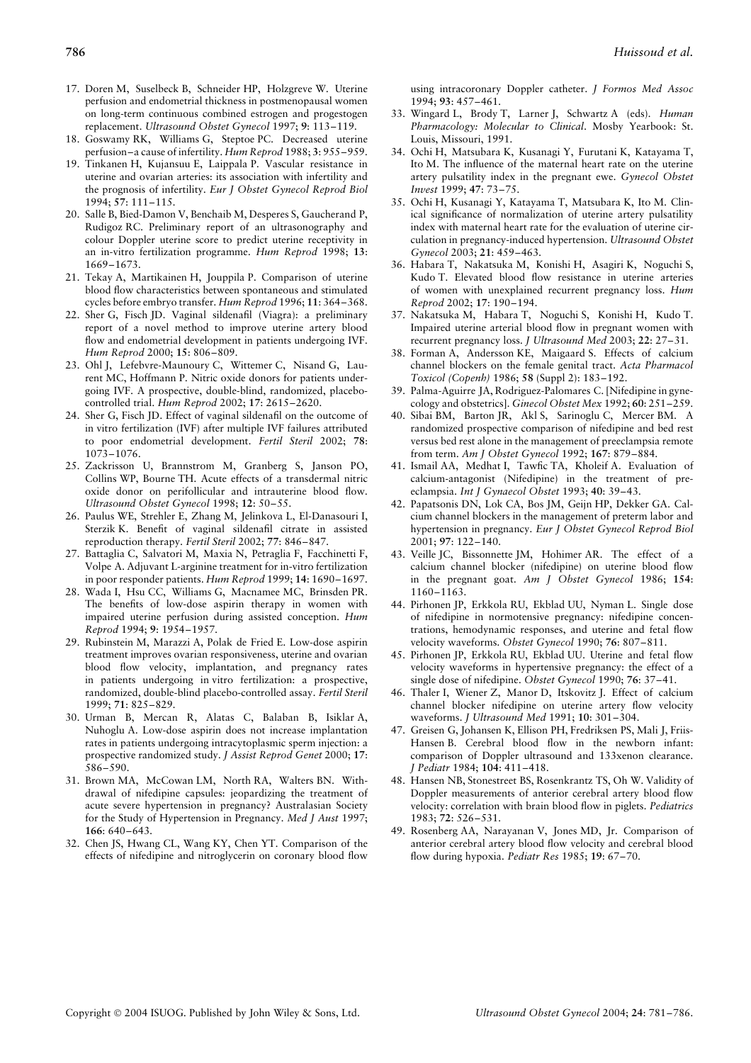17. Doren M, Suselbeck B, Schneider HP, Holzgreve W. Uterine perfusion and endometrial thickness in postmenopausal women on long-term continuous combined estrogen and progestogen replacement. *Ultrasound Obstet Gynecol* 1997; **9**: 113–119.
18. Goswamy RK, Williams G, Steptoe PC. Decreased uterine perfusion–a cause of infertility. *Hum Reprod* 1988; **3**: 955–959.
19. Tinkanen H, Kujansuu E, Laippala P. Vascular resistance in uterine and ovarian arteries: its association with infertility and the prognosis of infertility. *Eur J Obstet Gynecol Reprod Biol* 1994; **57**: 111–115.
20. Salle B, Bied-Damon V, Benchaib M, Desperes S, Gaucherand P, Rudigoz RC. Preliminary report of an ultrasonography and colour Doppler uterine score to predict uterine receptivity in an in-vitro fertilization programme. *Hum Reprod* 1998; **13**: 1669–1673.
21. Tekay A, Martikainen H, Jouppila P. Comparison of uterine blood flow characteristics between spontaneous and stimulated cycles before embryo transfer. *Hum Reprod* 1996; **11**: 364–368.
22. Sher G, Fisch JD. Vaginal sildenafil (Viagra): a preliminary report of a novel method to improve uterine artery blood flow and endometrial development in patients undergoing IVF. *Hum Reprod* 2000; **15**: 806–809.
23. Ohl J, Lefebvre-Maunoury C, Wittemer C, Nisand G, Laurent MC, Hoffmann P. Nitric oxide donors for patients undergoing IVF. A prospective, double-blind, randomized, placebo-controlled trial. *Hum Reprod* 2002; **17**: 2615–2620.
24. Sher G, Fisch JD. Effect of vaginal sildenafil on the outcome of in vitro fertilization (IVF) after multiple IVF failures attributed to poor endometrial development. *Fertil Steril* 2002; **78**: 1073–1076.
25. Zackrisson U, Brannstrom M, Granberg S, Janson PO, Collins WP, Bourne TH. Acute effects of a transdermal nitric oxide donor on perifollicular and intrauterine blood flow. *Ultrasound Obstet Gynecol* 1998; **12**: 50–55.
26. Paulus WE, Strehler E, Zhang M, Jelinkova L, El-Danasouri I, Sterzik K. Benefit of vaginal sildenafil citrate in assisted reproduction therapy. *Fertil Steril* 2002; **77**: 846–847.
27. Battaglia C, Salvatori M, Maxia N, Petraglia F, Facchinetti F, Volpe A. Adjuvant L-arginine treatment for in-vitro fertilization in poor responder patients. *Hum Reprod* 1999; **14**: 1690–1697.
28. Wada I, Hsu CC, Williams G, Macnamee MC, Brinsden PR. The benefits of low-dose aspirin therapy in women with impaired uterine perfusion during assisted conception. *Hum Reprod* 1994; **9**: 1954–1957.
29. Rubinstein M, Marazzi A, Polak de Fried E. Low-dose aspirin treatment improves ovarian responsiveness, uterine and ovarian blood flow velocity, implantation, and pregnancy rates in patients undergoing in vitro fertilization: a prospective, randomized, double-blind placebo-controlled assay. *Fertil Steril* 1999; **71**: 825–829.
30. Urman B, Mercan R, Alatas C, Balaban B, Isiklar A, Nuhoglu A. Low-dose aspirin does not increase implantation rates in patients undergoing intracytoplasmic sperm injection: a prospective randomized study. *J Assist Reprod Genet* 2000; **17**: 586–590.
31. Brown MA, McCowan LM, North RA, Walters BN. Withdrawal of nifedipine capsules: jeopardizing the treatment of acute severe hypertension in pregnancy? Australasian Society for the Study of Hypertension in Pregnancy. *Med J Aust* 1997; **166**: 640–643.
32. Chen JS, Hwang CL, Wang KY, Chen YT. Comparison of the effects of nifedipine and nitroglycerin on coronary blood flow using intracoronary Doppler catheter. *J Formos Med Assoc* 1994; **93**: 457–461.
33. Wingard L, Brody T, Larner J, Schwartz A (eds). *Human Pharmacology: Molecular to Clinical*. Mosby Yearbook: St. Louis, Missouri, 1991.
34. Ochi H, Matsubara K, Kusanagi Y, Furutani K, Katayama T, Ito M. The influence of the maternal heart rate on the uterine artery pulsatility index in the pregnant ewe. *Gynecol Obstet Invest* 1999; **47**: 73–75.
35. Ochi H, Kusanagi Y, Katayama T, Matsubara K, Ito M. Clinical significance of normalization of uterine artery pulsatility index with maternal heart rate for the evaluation of uterine circulation in pregnancy-induced hypertension. *Ultrasound Obstet Gynecol* 2003; **21**: 459–463.
36. Habara T, Nakatsuka M, Konishi H, Asagiri K, Noguchi S, Kudo T. Elevated blood flow resistance in uterine arteries of women with unexplained recurrent pregnancy loss. *Hum Reprod* 2002; **17**: 190–194.
37. Nakatsuka M, Habara T, Noguchi S, Konishi H, Kudo T. Impaired uterine arterial blood flow in pregnant women with recurrent pregnancy loss. *J Ultrasound Med* 2003; **22**: 27–31.
38. Forman A, Andersson KE, Maigaard S. Effects of calcium channel blockers on the female genital tract. *Acta Pharmacol Toxicol (Copenh)* 1986; **58** (Suppl 2): 183–192.
39. Palma-Aguirre JA, Rodriguez-Palomares C. [Nifedipine in gynecology and obstetrics]. *Ginecol Obstet Mex* 1992; **60**: 251–259.
40. Sibai BM, Barton JR, Akl S, Sarinoglu C, Mercer BM. A randomized prospective comparison of nifedipine and bed rest versus bed rest alone in the management of preeclampsia remote from term. *Am J Obstet Gynecol* 1992; **167**: 879–884.
41. Ismail AA, Medhat I, Tawfic TA, Kholeif A. Evaluation of calcium-antagonist (Nifedipine) in the treatment of preeclampsia. *Int J Gynaecol Obstet* 1993; **40**: 39–43.
42. Papatsonis DN, Lok CA, Bos JM, Geijn HP, Dekker GA. Calcium channel blockers in the management of preterm labor and hypertension in pregnancy. *Eur J Obstet Gynecol Reprod Biol* 2001; **97**: 122–140.
43. Veille JC, Bissonnette JM, Hohimer AR. The effect of a calcium channel blocker (nifedipine) on uterine blood flow in the pregnant goat. *Am J Obstet Gynecol* 1986; **154**: 1160–1163.
44. Pirhonen JP, Erkkola RU, Ekblad UU, Nyman L. Single dose of nifedipine in normotensive pregnancy: nifedipine concentrations, hemodynamic responses, and uterine and fetal flow velocity waveforms. *Obstet Gynecol* 1990; **76**: 807–811.
45. Pirhonen JP, Erkkola RU, Ekblad UU. Uterine and fetal flow velocity waveforms in hypertensive pregnancy: the effect of a single dose of nifedipine. *Obstet Gynecol* 1990; **76**: 37–41.
46. Thaler I, Wiener Z, Manor D, Itskovitz J. Effect of calcium channel blocker nifedipine on uterine artery flow velocity waveforms. *J Ultrasound Med* 1991; **10**: 301–304.
47. Greisen G, Johansen K, Ellison PH, Fredriksen PS, Mali J, Friis-Hansen B. Cerebral blood flow in the newborn infant: comparison of Doppler ultrasound and 133xenon clearance. *J Pediatr* 1984; **104**: 411–418.
48. Hansen NB, Stonestreet BS, Rosenkrantz TS, Oh W. Validity of Doppler measurements of anterior cerebral artery blood flow velocity: correlation with brain blood flow in piglets. *Pediatrics* 1983; **72**: 526–531.
49. Rosenberg AA, Narayanan V, Jones MD, Jr. Comparison of anterior cerebral artery blood flow velocity and cerebral blood flow during hypoxia. *Pediatr Res* 1985; **19**: 67–70.